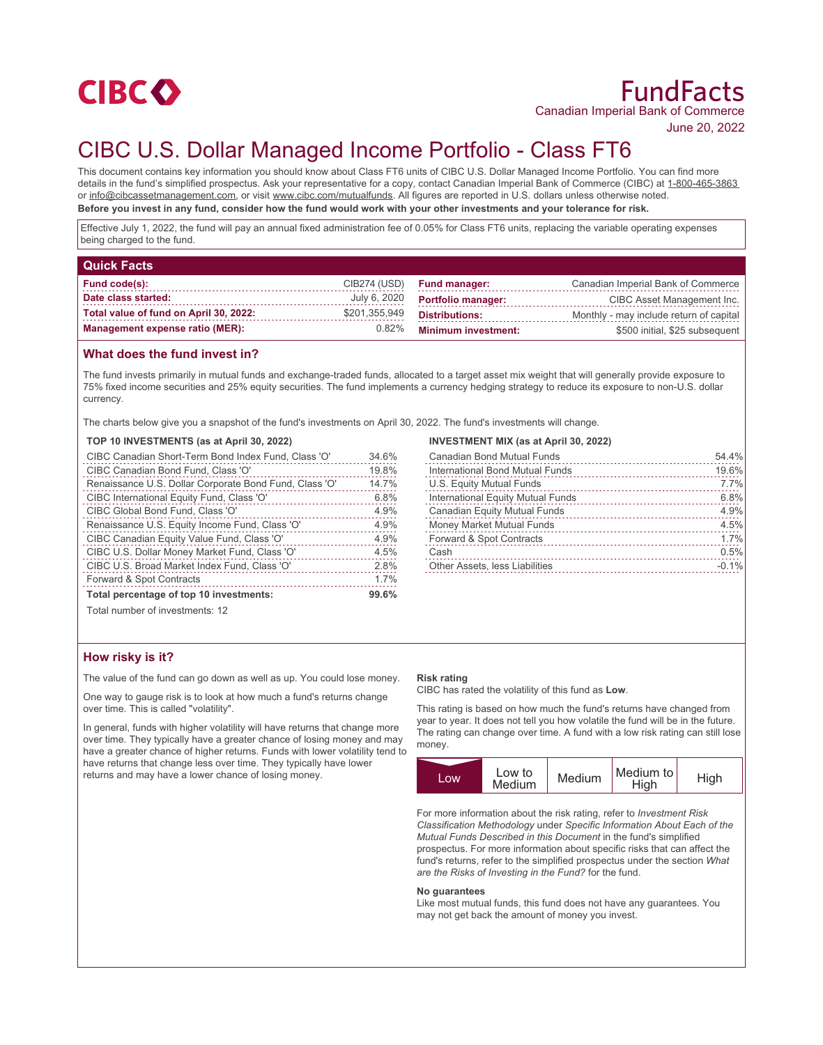CIBC

# FundFacts

Canadian Imperial Bank of Commerce

June 20, 2022

# CIBC U.S. Dollar Managed Income Portfolio - Class FT6

This document contains key information you should know about Class FT6 units of CIBC U.S. Dollar Managed Income Portfolio. You can find more details in the fund's simplified prospectus. Ask your representative for a copy, contact Canadian Imperial Bank of Commerce (CIBC) at 1-800-465-3863 or info@cibcassetmanagement.com, or visit www.cibc.com/mutualfunds. All figures are reported in U.S. dollars unless otherwise noted.

**Before you invest in any fund, consider how the fund would work with your other investments and your tolerance for risk.**

Effective July 1, 2022, the fund will pay an annual fixed administration fee of 0.05% for Class FT6 units, replacing the variable operating expenses being charged to the fund.

## Quick Facts

| | | | |
|---|---|---|---|
| **Fund code(s):** | CIB274 (USD) | **Fund manager:** | Canadian Imperial Bank of Commerce |
| **Date class started:** | July 6, 2020 | **Portfolio manager:** | CIBC Asset Management Inc. |
| **Total value of fund on April 30, 2022:** | $201,355,949 | **Distributions:** | Monthly - may include return of capital |
| **Management expense ratio (MER):** | 0.82% | **Minimum investment:** | $500 initial, $25 subsequent |

## What does the fund invest in?

The fund invests primarily in mutual funds and exchange-traded funds, allocated to a target asset mix weight that will generally provide exposure to 75% fixed income securities and 25% equity securities. The fund implements a currency hedging strategy to reduce its exposure to non-U.S. dollar currency.

The charts below give you a snapshot of the fund's investments on April 30, 2022. The fund's investments will change.

**TOP 10 INVESTMENTS (as at April 30, 2022)**

| Investment | % |
|---|---|
| CIBC Canadian Short-Term Bond Index Fund, Class 'O' | 34.6% |
| CIBC Canadian Bond Fund, Class 'O' | 19.8% |
| Renaissance U.S. Dollar Corporate Bond Fund, Class 'O' | 14.7% |
| CIBC International Equity Fund, Class 'O' | 6.8% |
| CIBC Global Bond Fund, Class 'O' | 4.9% |
| Renaissance U.S. Equity Income Fund, Class 'O' | 4.9% |
| CIBC Canadian Equity Value Fund, Class 'O' | 4.9% |
| CIBC U.S. Dollar Money Market Fund, Class 'O' | 4.5% |
| CIBC U.S. Broad Market Index Fund, Class 'O' | 2.8% |
| Forward & Spot Contracts | 1.7% |
| **Total percentage of top 10 investments:** | **99.6%** |

Total number of investments: 12

**INVESTMENT MIX (as at April 30, 2022)**

| Investment | % |
|---|---|
| Canadian Bond Mutual Funds | 54.4% |
| International Bond Mutual Funds | 19.6% |
| U.S. Equity Mutual Funds | 7.7% |
| International Equity Mutual Funds | 6.8% |
| Canadian Equity Mutual Funds | 4.9% |
| Money Market Mutual Funds | 4.5% |
| Forward & Spot Contracts | 1.7% |
| Cash | 0.5% |
| Other Assets, less Liabilities | -0.1% |

## How risky is it?

The value of the fund can go down as well as up. You could lose money.

One way to gauge risk is to look at how much a fund's returns change over time. This is called "volatility".

In general, funds with higher volatility will have returns that change more over time. They typically have a greater chance of losing money and may have a greater chance of higher returns. Funds with lower volatility tend to have returns that change less over time. They typically have lower returns and may have a lower chance of losing money.

**Risk rating**

CIBC has rated the volatility of this fund as **Low**.

This rating is based on how much the fund's returns have changed from year to year. It does not tell you how volatile the fund will be in the future. The rating can change over time. A fund with a low risk rating can still lose money.

| **Low** (selected) | Low to Medium | Medium | Medium to High | High |
|---|---|---|---|---|

For more information about the risk rating, refer to *Investment Risk Classification Methodology* under *Specific Information About Each of the Mutual Funds Described in this Document* in the fund's simplified prospectus. For more information about specific risks that can affect the fund's returns, refer to the simplified prospectus under the section *What are the Risks of Investing in the Fund?* for the fund.

**No guarantees**

Like most mutual funds, this fund does not have any guarantees. You may not get back the amount of money you invest.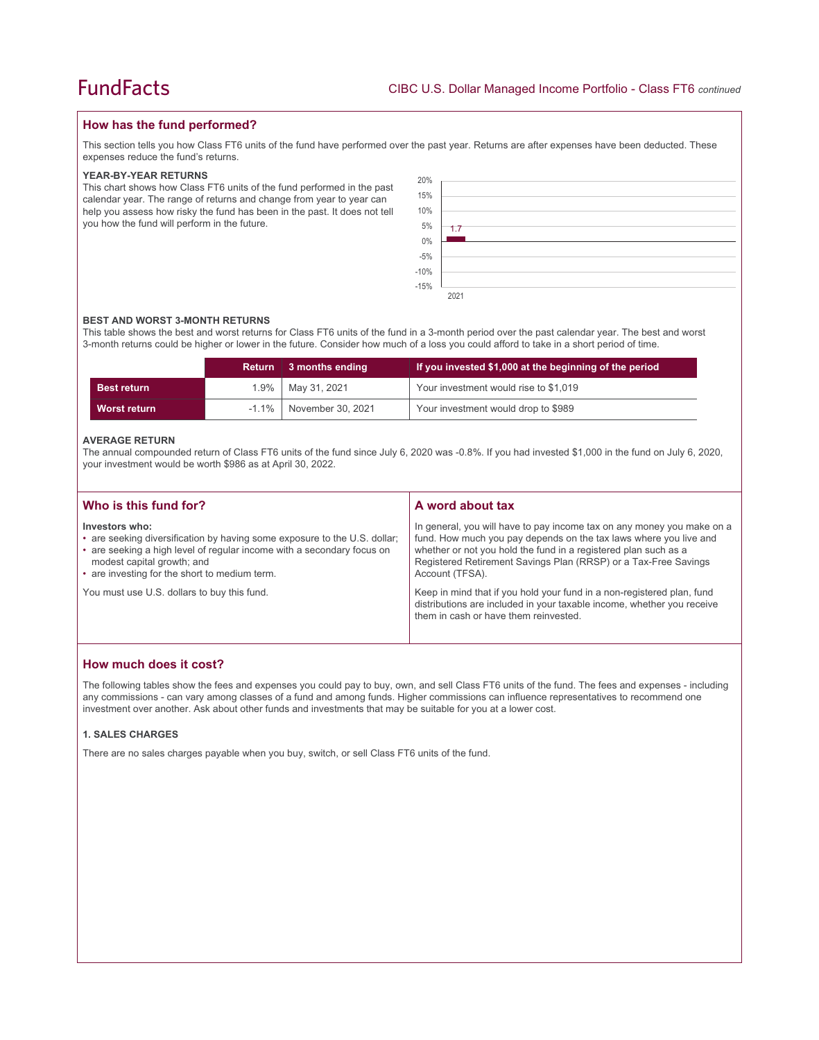## How has the fund performed?

This section tells you how Class FT6 units of the fund have performed over the past year. Returns are after expenses have been deducted. These expenses reduce the fund's returns.

### YEAR-BY-YEAR RETURNS

This chart shows how Class FT6 units of the fund performed in the past calendar year. The range of returns and change from year to year can help you assess how risky the fund has been in the past. It does not tell you how the fund will perform in the future.

| Year | Return (%) |
|---|---|
| 2021 | 1.7 |

### BEST AND WORST 3-MONTH RETURNS

This table shows the best and worst returns for Class FT6 units of the fund in a 3-month period over the past calendar year. The best and worst 3-month returns could be higher or lower in the future. Consider how much of a loss you could afford to take in a short period of time.

| | Return | 3 months ending | If you invested $1,000 at the beginning of the period |
|---|---|---|---|
| **Best return** | 1.9% | May 31, 2021 | Your investment would rise to $1,019 |
| **Worst return** | -1.1% | November 30, 2021 | Your investment would drop to $989 |

### AVERAGE RETURN

The annual compounded return of Class FT6 units of the fund since July 6, 2020 was -0.8%. If you had invested $1,000 in the fund on July 6, 2020, your investment would be worth $986 as at April 30, 2022.

## Who is this fund for?

**Investors who:**

- are seeking diversification by having some exposure to the U.S. dollar;
- are seeking a high level of regular income with a secondary focus on modest capital growth; and
- are investing for the short to medium term.

You must use U.S. dollars to buy this fund.

## A word about tax

In general, you will have to pay income tax on any money you make on a fund. How much you pay depends on the tax laws where you live and whether or not you hold the fund in a registered plan such as a Registered Retirement Savings Plan (RRSP) or a Tax-Free Savings Account (TFSA).

Keep in mind that if you hold your fund in a non-registered plan, fund distributions are included in your taxable income, whether you receive them in cash or have them reinvested.

## How much does it cost?

The following tables show the fees and expenses you could pay to buy, own, and sell Class FT6 units of the fund. The fees and expenses - including any commissions - can vary among classes of a fund and among funds. Higher commissions can influence representatives to recommend one investment over another. Ask about other funds and investments that may be suitable for you at a lower cost.

### 1. SALES CHARGES

There are no sales charges payable when you buy, switch, or sell Class FT6 units of the fund.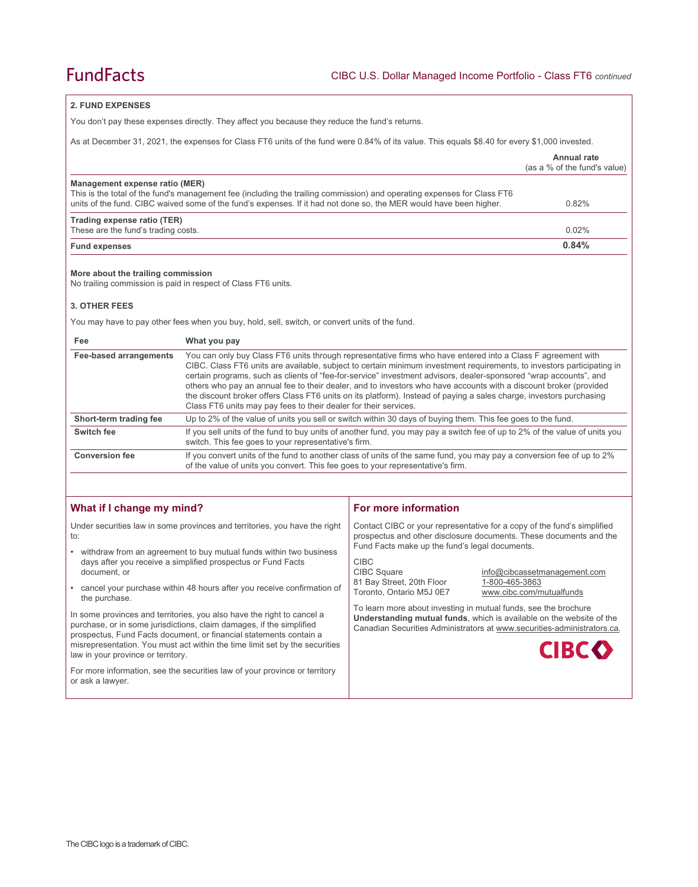## 2. FUND EXPENSES

You don't pay these expenses directly. They affect you because they reduce the fund's returns.

As at December 31, 2021, the expenses for Class FT6 units of the fund were 0.84% of its value. This equals $8.40 for every $1,000 invested.

| | Annual rate (as a % of the fund's value) |
|---|---|
| **Management expense ratio (MER)**<br>This is the total of the fund's management fee (including the trailing commission) and operating expenses for Class FT6 units of the fund. CIBC waived some of the fund's expenses. If it had not done so, the MER would have been higher. | 0.82% |
| **Trading expense ratio (TER)**<br>These are the fund's trading costs. | 0.02% |
| **Fund expenses** | **0.84%** |

**More about the trailing commission**

No trailing commission is paid in respect of Class FT6 units.

## 3. OTHER FEES

You may have to pay other fees when you buy, hold, sell, switch, or convert units of the fund.

| Fee | What you pay |
|---|---|
| **Fee-based arrangements** | You can only buy Class FT6 units through representative firms who have entered into a Class F agreement with CIBC. Class FT6 units are available, subject to certain minimum investment requirements, to investors participating in certain programs, such as clients of "fee-for-service" investment advisors, dealer-sponsored "wrap accounts", and others who pay an annual fee to their dealer, and to investors who have accounts with a discount broker (provided the discount broker offers Class FT6 units on its platform). Instead of paying a sales charge, investors purchasing Class FT6 units may pay fees to their dealer for their services. |
| **Short-term trading fee** | Up to 2% of the value of units you sell or switch within 30 days of buying them. This fee goes to the fund. |
| **Switch fee** | If you sell units of the fund to buy units of another fund, you may pay a switch fee of up to 2% of the value of units you switch. This fee goes to your representative's firm. |
| **Conversion fee** | If you convert units of the fund to another class of units of the same fund, you may pay a conversion fee of up to 2% of the value of units you convert. This fee goes to your representative's firm. |

## What if I change my mind?

Under securities law in some provinces and territories, you have the right to:

- withdraw from an agreement to buy mutual funds within two business days after you receive a simplified prospectus or Fund Facts document, or
- cancel your purchase within 48 hours after you receive confirmation of the purchase.

In some provinces and territories, you also have the right to cancel a purchase, or in some jurisdictions, claim damages, if the simplified prospectus, Fund Facts document, or financial statements contain a misrepresentation. You must act within the time limit set by the securities law in your province or territory.

For more information, see the securities law of your province or territory or ask a lawyer.

## For more information

Contact CIBC or your representative for a copy of the fund's simplified prospectus and other disclosure documents. These documents and the Fund Facts make up the fund's legal documents.

CIBC
CIBC Square
81 Bay Street, 20th Floor
Toronto, Ontario M5J 0E7

info@cibcassetmanagement.com
1-800-465-3863
www.cibc.com/mutualfunds

To learn more about investing in mutual funds, see the brochure **Understanding mutual funds**, which is available on the website of the Canadian Securities Administrators at www.securities-administrators.ca.

CIBC

The CIBC logo is a trademark of CIBC.